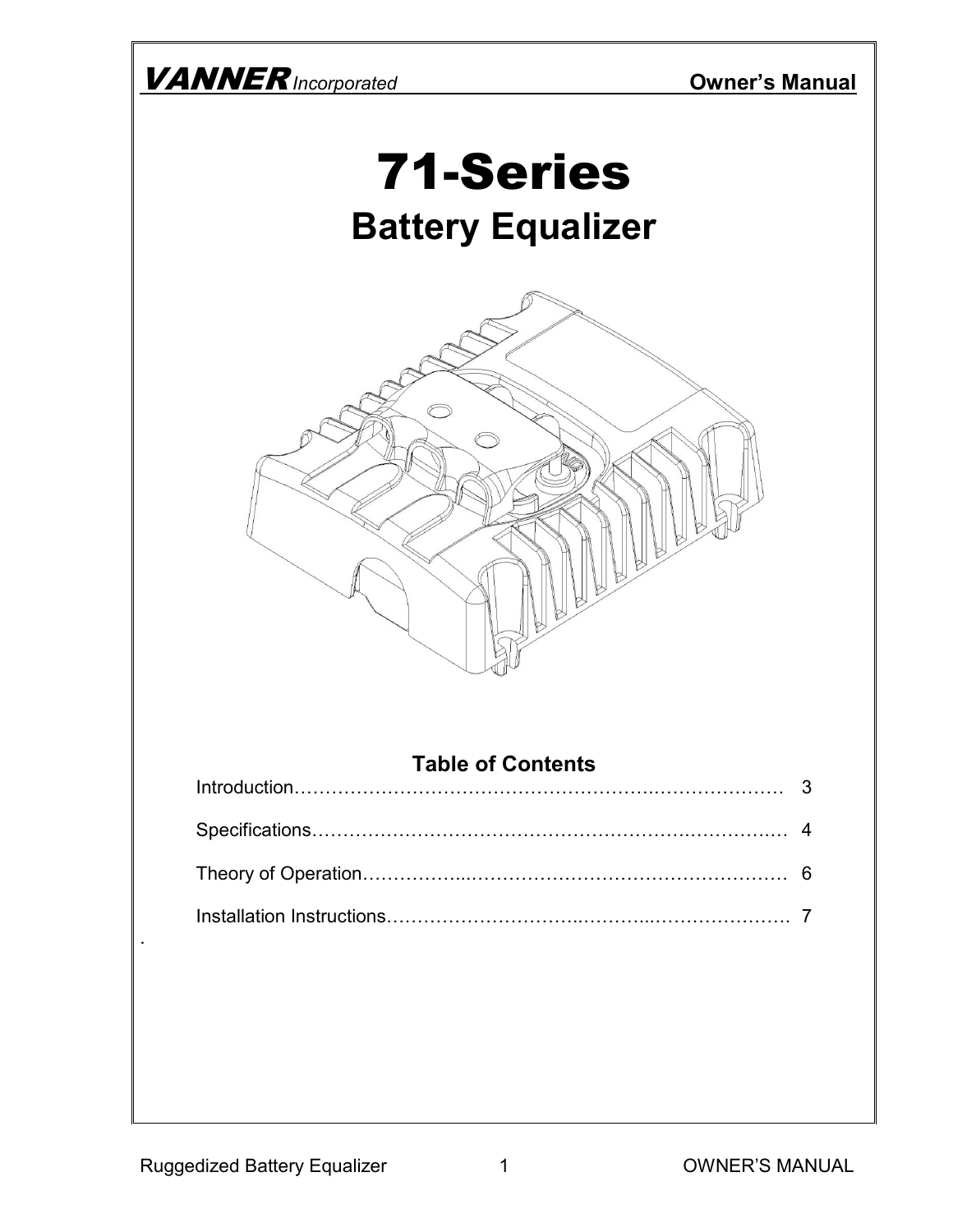**VANNER** *Incorporated* **Owner's Manual**

# 71-Series

## Battery Equalizer

### Table of Contents

| | |
|---|---|
| Introduction | 3 |
| Specifications | 4 |
| Theory of Operation | 6 |
| Installation Instructions | 7 |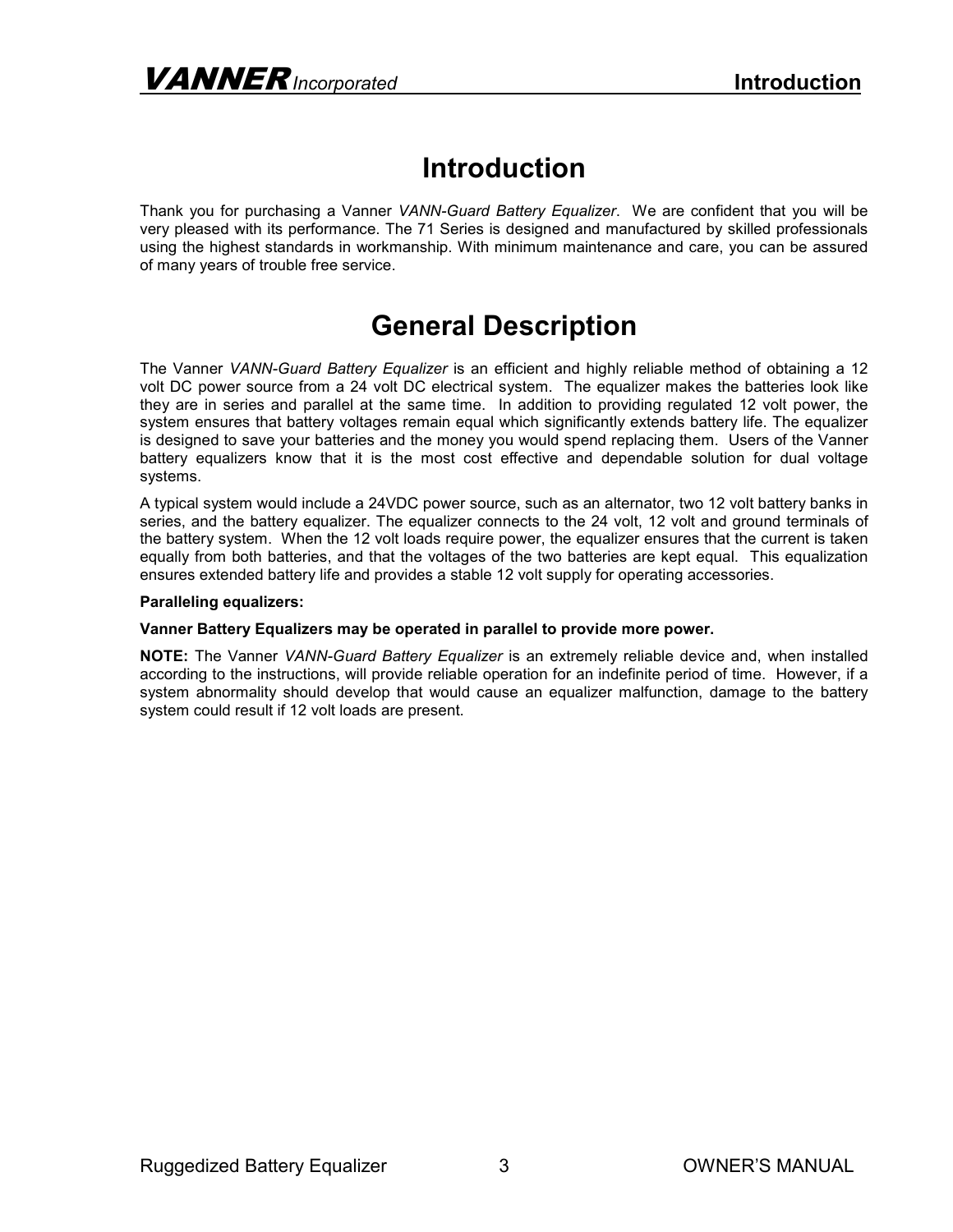# Introduction

Thank you for purchasing a Vanner *VANN-Guard Battery Equalizer*. We are confident that you will be very pleased with its performance. The 71 Series is designed and manufactured by skilled professionals using the highest standards in workmanship. With minimum maintenance and care, you can be assured of many years of trouble free service.

# General Description

The Vanner *VANN-Guard Battery Equalizer* is an efficient and highly reliable method of obtaining a 12 volt DC power source from a 24 volt DC electrical system. The equalizer makes the batteries look like they are in series and parallel at the same time. In addition to providing regulated 12 volt power, the system ensures that battery voltages remain equal which significantly extends battery life. The equalizer is designed to save your batteries and the money you would spend replacing them. Users of the Vanner battery equalizers know that it is the most cost effective and dependable solution for dual voltage systems.

A typical system would include a 24VDC power source, such as an alternator, two 12 volt battery banks in series, and the battery equalizer. The equalizer connects to the 24 volt, 12 volt and ground terminals of the battery system. When the 12 volt loads require power, the equalizer ensures that the current is taken equally from both batteries, and that the voltages of the two batteries are kept equal. This equalization ensures extended battery life and provides a stable 12 volt supply for operating accessories.

**Paralleling equalizers:**

**Vanner Battery Equalizers may be operated in parallel to provide more power.**

**NOTE:** The Vanner *VANN-Guard Battery Equalizer* is an extremely reliable device and, when installed according to the instructions, will provide reliable operation for an indefinite period of time. However, if a system abnormality should develop that would cause an equalizer malfunction, damage to the battery system could result if 12 volt loads are present.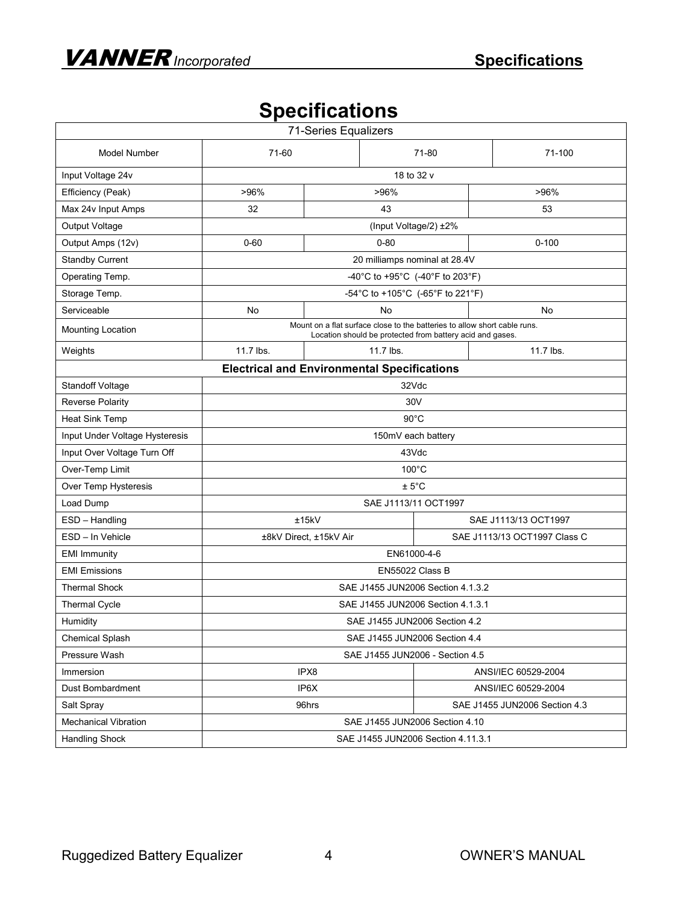# Specifications

| 71-Series Equalizers | | | |
|---|---|---|---|
| Model Number | 71-60 | 71-80 | 71-100 |
| Input Voltage 24v | 18 to 32 v | | |
| Efficiency (Peak) | >96% | >96% | >96% |
| Max 24v Input Amps | 32 | 43 | 53 |
| Output Voltage | (Input Voltage/2) ±2% | | |
| Output Amps (12v) | 0-60 | 0-80 | 0-100 |
| Standby Current | 20 milliamps nominal at 28.4V | | |
| Operating Temp. | -40°C to +95°C (-40°F to 203°F) | | |
| Storage Temp. | -54°C to +105°C (-65°F to 221°F) | | |
| Serviceable | No | No | No |
| Mounting Location | Mount on a flat surface close to the batteries to allow short cable runs. Location should be protected from battery acid and gases. | | |
| Weights | 11.7 lbs. | 11.7 lbs. | 11.7 lbs. |
| **Electrical and Environmental Specifications** | | | |
| Standoff Voltage | 32Vdc | | |
| Reverse Polarity | 30V | | |
| Heat Sink Temp | 90°C | | |
| Input Under Voltage Hysteresis | 150mV each battery | | |
| Input Over Voltage Turn Off | 43Vdc | | |
| Over-Temp Limit | 100°C | | |
| Over Temp Hysteresis | ± 5°C | | |
| Load Dump | SAE J1113/11 OCT1997 | | |
| ESD – Handling | ±15kV | SAE J1113/13 OCT1997 | |
| ESD – In Vehicle | ±8kV Direct, ±15kV Air | SAE J1113/13 OCT1997 Class C | |
| EMI Immunity | EN61000-4-6 | | |
| EMI Emissions | EN55022 Class B | | |
| Thermal Shock | SAE J1455 JUN2006 Section 4.1.3.2 | | |
| Thermal Cycle | SAE J1455 JUN2006 Section 4.1.3.1 | | |
| Humidity | SAE J1455 JUN2006 Section 4.2 | | |
| Chemical Splash | SAE J1455 JUN2006 Section 4.4 | | |
| Pressure Wash | SAE J1455 JUN2006 - Section 4.5 | | |
| Immersion | IPX8 | ANSI/IEC 60529-2004 | |
| Dust Bombardment | IP6X | ANSI/IEC 60529-2004 | |
| Salt Spray | 96hrs | SAE J1455 JUN2006 Section 4.3 | |
| Mechanical Vibration | SAE J1455 JUN2006 Section 4.10 | | |
| Handling Shock | SAE J1455 JUN2006 Section 4.11.3.1 | | |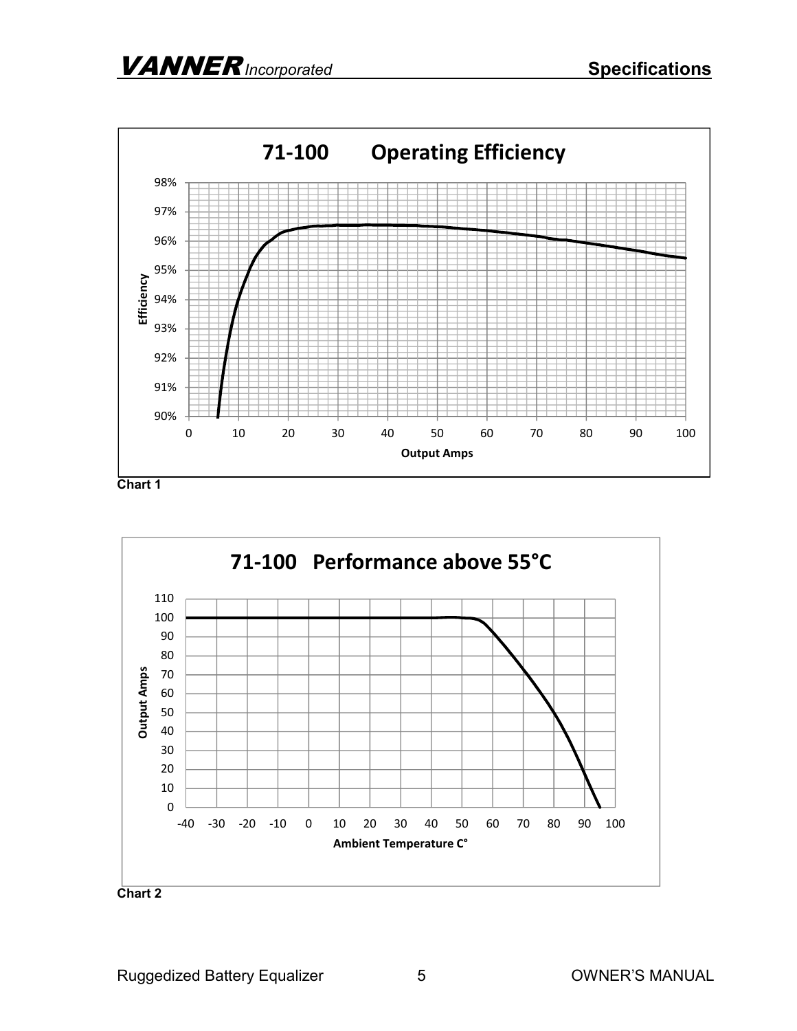**71-100 Operating Efficiency**

Efficiency (90%–98%) vs. Output Amps (0–100)

Chart 1

**71-100 Performance above 55°C**

Output Amps (0–110) vs. Ambient Temperature C° (-40–100)

Chart 2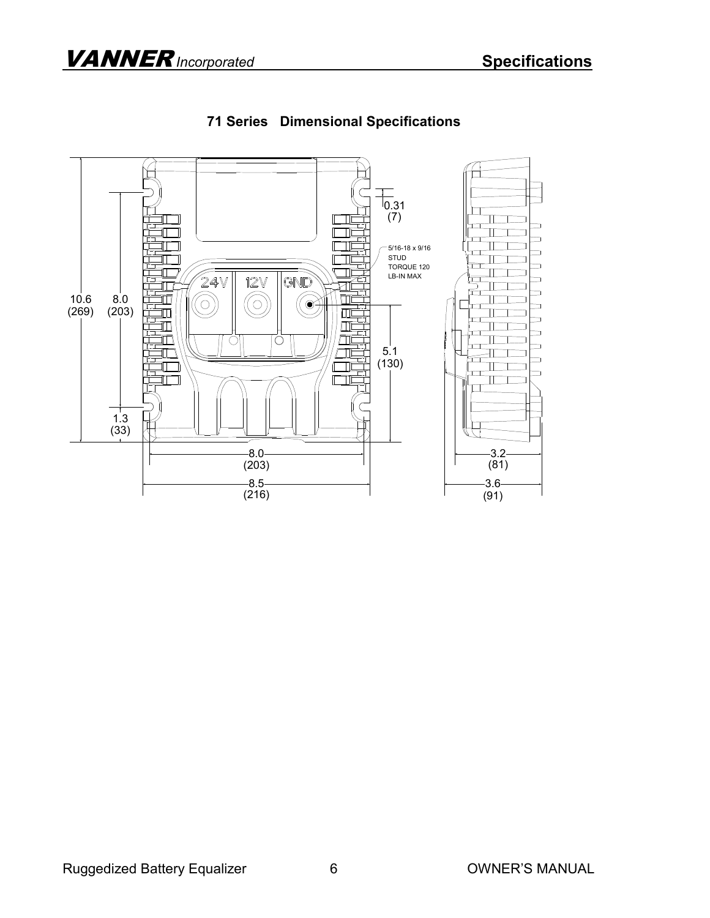# 71 Series Dimensional Specifications

0.31
(7)

5/16-18 x 9/16
STUD
TORQUE 120
LB-IN MAX

24V 12V GND

10.6
(269)

8.0
(203)

5.1
(130)

1.3
(33)

8.0
(203)

8.5
(216)

3.2
(81)

3.6
(91)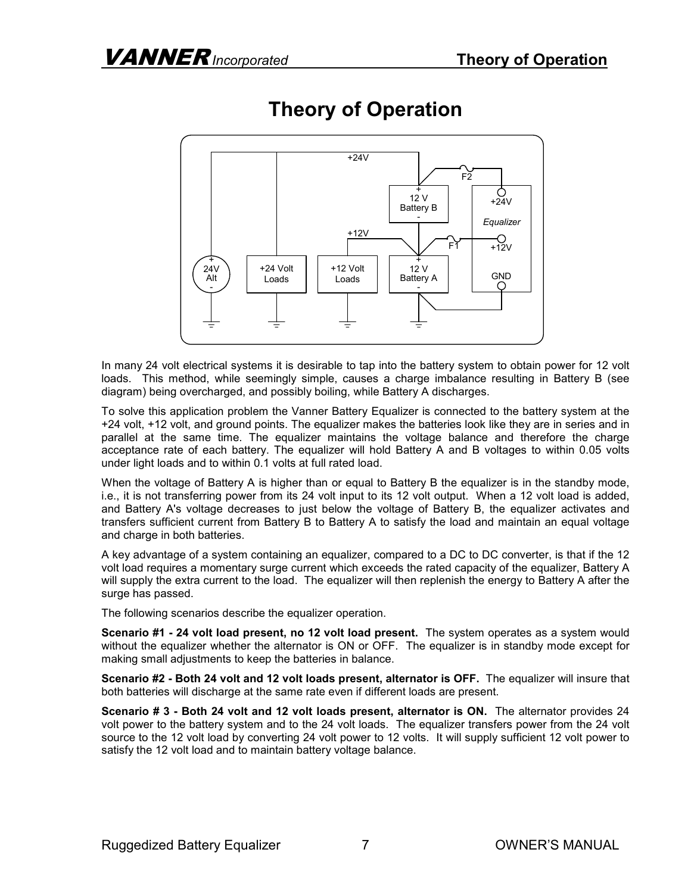# Theory of Operation

In many 24 volt electrical systems it is desirable to tap into the battery system to obtain power for 12 volt loads. This method, while seemingly simple, causes a charge imbalance resulting in Battery B (see diagram) being overcharged, and possibly boiling, while Battery A discharges.

To solve this application problem the Vanner Battery Equalizer is connected to the battery system at the +24 volt, +12 volt, and ground points. The equalizer makes the batteries look like they are in series and in parallel at the same time. The equalizer maintains the voltage balance and therefore the charge acceptance rate of each battery. The equalizer will hold Battery A and B voltages to within 0.05 volts under light loads and to within 0.1 volts at full rated load.

When the voltage of Battery A is higher than or equal to Battery B the equalizer is in the standby mode, i.e., it is not transferring power from its 24 volt input to its 12 volt output. When a 12 volt load is added, and Battery A's voltage decreases to just below the voltage of Battery B, the equalizer activates and transfers sufficient current from Battery B to Battery A to satisfy the load and maintain an equal voltage and charge in both batteries.

A key advantage of a system containing an equalizer, compared to a DC to DC converter, is that if the 12 volt load requires a momentary surge current which exceeds the rated capacity of the equalizer, Battery A will supply the extra current to the load. The equalizer will then replenish the energy to Battery A after the surge has passed.

The following scenarios describe the equalizer operation.

**Scenario #1 - 24 volt load present, no 12 volt load present.** The system operates as a system would without the equalizer whether the alternator is ON or OFF. The equalizer is in standby mode except for making small adjustments to keep the batteries in balance.

**Scenario #2 - Both 24 volt and 12 volt loads present, alternator is OFF.** The equalizer will insure that both batteries will discharge at the same rate even if different loads are present.

**Scenario # 3 - Both 24 volt and 12 volt loads present, alternator is ON.** The alternator provides 24 volt power to the battery system and to the 24 volt loads. The equalizer transfers power from the 24 volt source to the 12 volt load by converting 24 volt power to 12 volts. It will supply sufficient 12 volt power to satisfy the 12 volt load and to maintain battery voltage balance.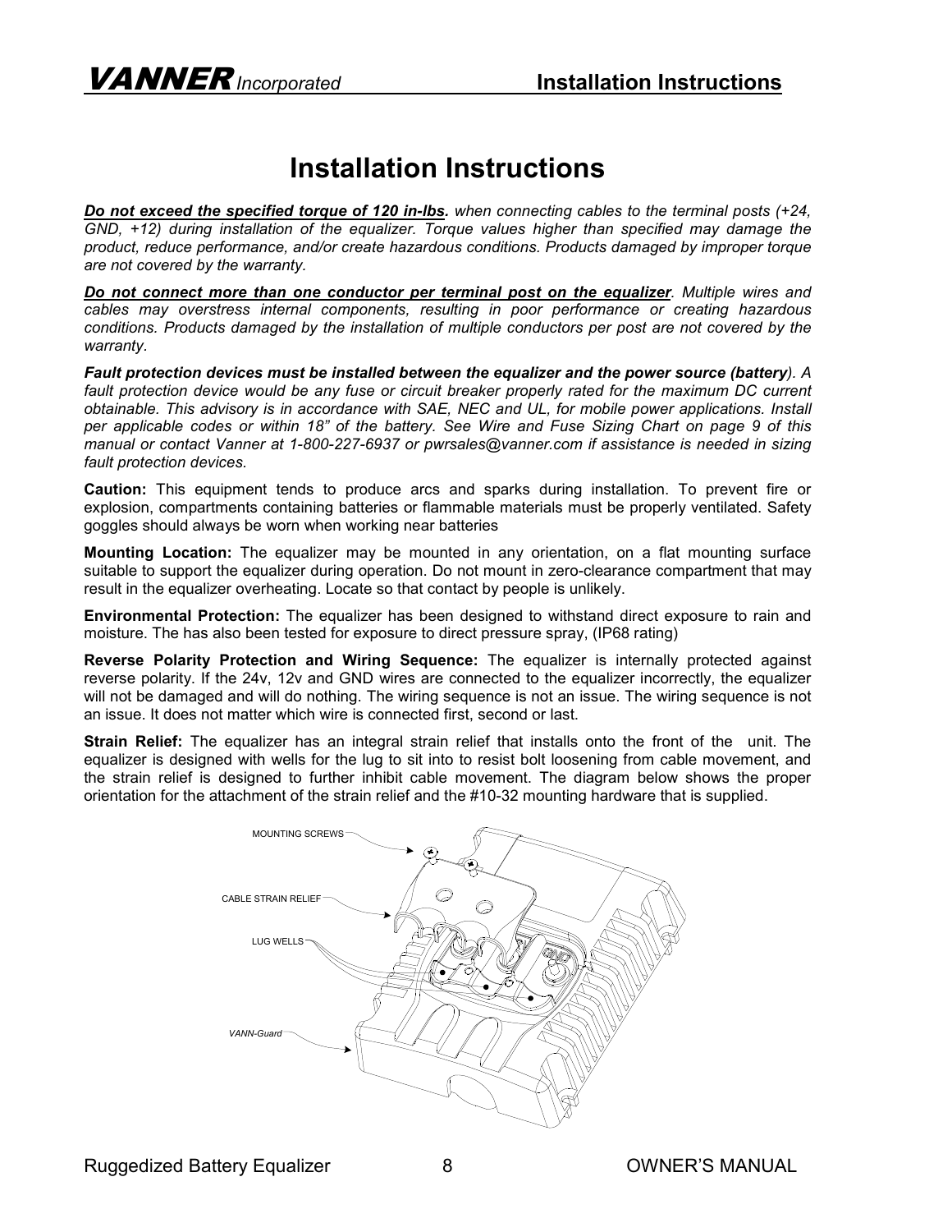# Installation Instructions

***Do not exceed the specified torque of 120 in-lbs.*** *when connecting cables to the terminal posts (+24, GND, +12) during installation of the equalizer. Torque values higher than specified may damage the product, reduce performance, and/or create hazardous conditions. Products damaged by improper torque are not covered by the warranty.*

***Do not connect more than one conductor per terminal post on the equalizer****. Multiple wires and cables may overstress internal components, resulting in poor performance or creating hazardous conditions. Products damaged by the installation of multiple conductors per post are not covered by the warranty*.

***Fault protection devices must be installed between the equalizer and the power source (battery****). A fault protection device would be any fuse or circuit breaker properly rated for the maximum DC current obtainable. This advisory is in accordance with SAE, NEC and UL, for mobile power applications. Install per applicable codes or within 18" of the battery. See Wire and Fuse Sizing Chart on page 9 of this manual or contact Vanner at 1-800-227-6937 or pwrsales@vanner.com if assistance is needed in sizing fault protection devices.*

**Caution:** This equipment tends to produce arcs and sparks during installation. To prevent fire or explosion, compartments containing batteries or flammable materials must be properly ventilated. Safety goggles should always be worn when working near batteries

**Mounting Location:** The equalizer may be mounted in any orientation, on a flat mounting surface suitable to support the equalizer during operation. Do not mount in zero-clearance compartment that may result in the equalizer overheating. Locate so that contact by people is unlikely.

**Environmental Protection:** The equalizer has been designed to withstand direct exposure to rain and moisture. The has also been tested for exposure to direct pressure spray, (IP68 rating)

**Reverse Polarity Protection and Wiring Sequence:** The equalizer is internally protected against reverse polarity. If the 24v, 12v and GND wires are connected to the equalizer incorrectly, the equalizer will not be damaged and will do nothing. The wiring sequence is not an issue. The wiring sequence is not an issue. It does not matter which wire is connected first, second or last.

**Strain Relief:** The equalizer has an integral strain relief that installs onto the front of the unit. The equalizer is designed with wells for the lug to sit into to resist bolt loosening from cable movement, and the strain relief is designed to further inhibit cable movement. The diagram below shows the proper orientation for the attachment of the strain relief and the #10-32 mounting hardware that is supplied.

MOUNTING SCREWS

CABLE STRAIN RELIEF

LUG WELLS

*VANN-Guard*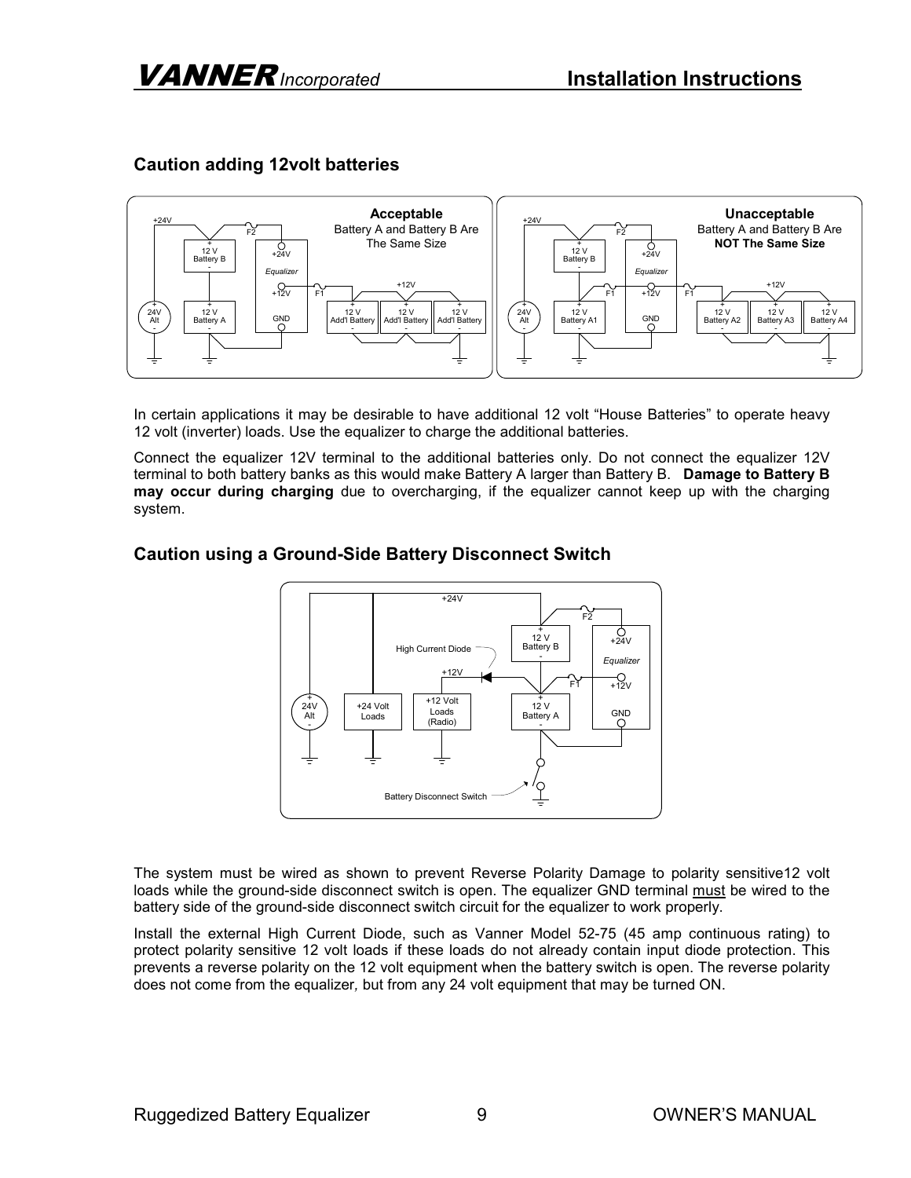## Caution adding 12volt batteries

In certain applications it may be desirable to have additional 12 volt “House Batteries” to operate heavy 12 volt (inverter) loads. Use the equalizer to charge the additional batteries.

Connect the equalizer 12V terminal to the additional batteries only. Do not connect the equalizer 12V terminal to both battery banks as this would make Battery A larger than Battery B. **Damage to Battery B may occur during charging** due to overcharging, if the equalizer cannot keep up with the charging system.

## Caution using a Ground-Side Battery Disconnect Switch

The system must be wired as shown to prevent Reverse Polarity Damage to polarity sensitive12 volt loads while the ground-side disconnect switch is open. The equalizer GND terminal must be wired to the battery side of the ground-side disconnect switch circuit for the equalizer to work properly.

Install the external High Current Diode, such as Vanner Model 52-75 (45 amp continuous rating) to protect polarity sensitive 12 volt loads if these loads do not already contain input diode protection. This prevents a reverse polarity on the 12 volt equipment when the battery switch is open. The reverse polarity does not come from the equalizer, but from any 24 volt equipment that may be turned ON.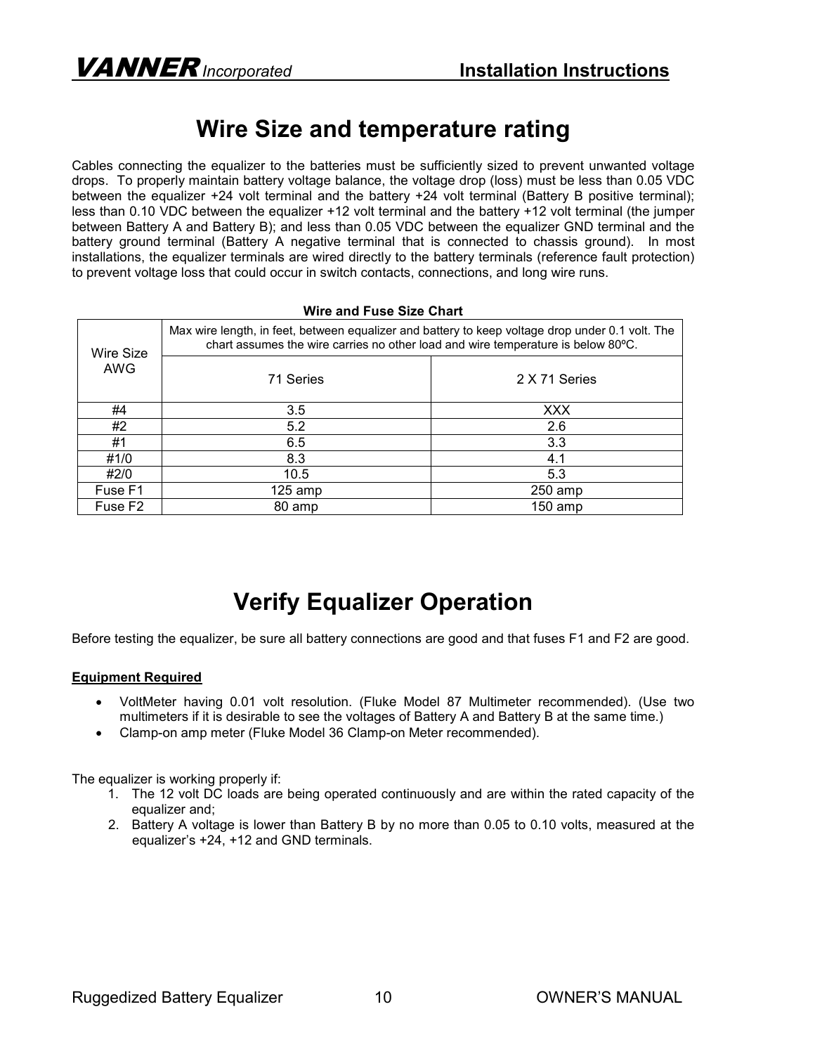# Wire Size and temperature rating

Cables connecting the equalizer to the batteries must be sufficiently sized to prevent unwanted voltage drops. To properly maintain battery voltage balance, the voltage drop (loss) must be less than 0.05 VDC between the equalizer +24 volt terminal and the battery +24 volt terminal (Battery B positive terminal); less than 0.10 VDC between the equalizer +12 volt terminal and the battery +12 volt terminal (the jumper between Battery A and Battery B); and less than 0.05 VDC between the equalizer GND terminal and the battery ground terminal (Battery A negative terminal that is connected to chassis ground). In most installations, the equalizer terminals are wired directly to the battery terminals (reference fault protection) to prevent voltage loss that could occur in switch contacts, connections, and long wire runs.

**Wire and Fuse Size Chart**

| Wire Size AWG | Max wire length, in feet, between equalizer and battery to keep voltage drop under 0.1 volt. The chart assumes the wire carries no other load and wire temperature is below 80ºC. | |
|---|---|---|
| | 71 Series | 2 X 71 Series |
| #4 | 3.5 | XXX |
| #2 | 5.2 | 2.6 |
| #1 | 6.5 | 3.3 |
| #1/0 | 8.3 | 4.1 |
| #2/0 | 10.5 | 5.3 |
| Fuse F1 | 125 amp | 250 amp |
| Fuse F2 | 80 amp | 150 amp |

# Verify Equalizer Operation

Before testing the equalizer, be sure all battery connections are good and that fuses F1 and F2 are good.

**Equipment Required**

- VoltMeter having 0.01 volt resolution. (Fluke Model 87 Multimeter recommended). (Use two multimeters if it is desirable to see the voltages of Battery A and Battery B at the same time.)
- Clamp-on amp meter (Fluke Model 36 Clamp-on Meter recommended).

The equalizer is working properly if:

1. The 12 volt DC loads are being operated continuously and are within the rated capacity of the equalizer and;
2. Battery A voltage is lower than Battery B by no more than 0.05 to 0.10 volts, measured at the equalizer's +24, +12 and GND terminals.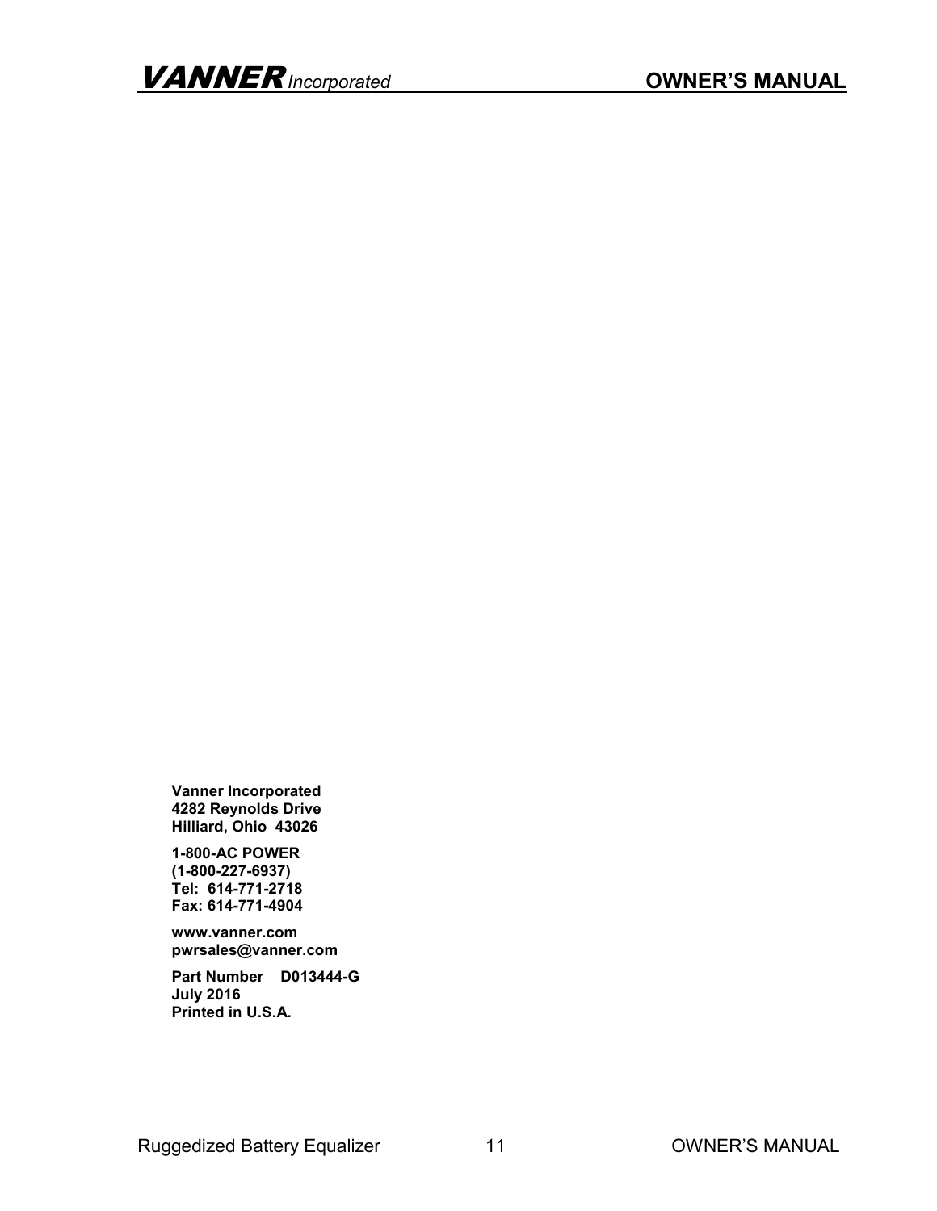**Vanner Incorporated**
**4282 Reynolds Drive**
**Hilliard, Ohio 43026**

**1-800-AC POWER**
**(1-800-227-6937)**
**Tel: 614-771-2718**
**Fax: 614-771-4904**

**www.vanner.com**
**pwrsales@vanner.com**

**Part Number D013444-G**
**July 2016**
**Printed in U.S.A.**